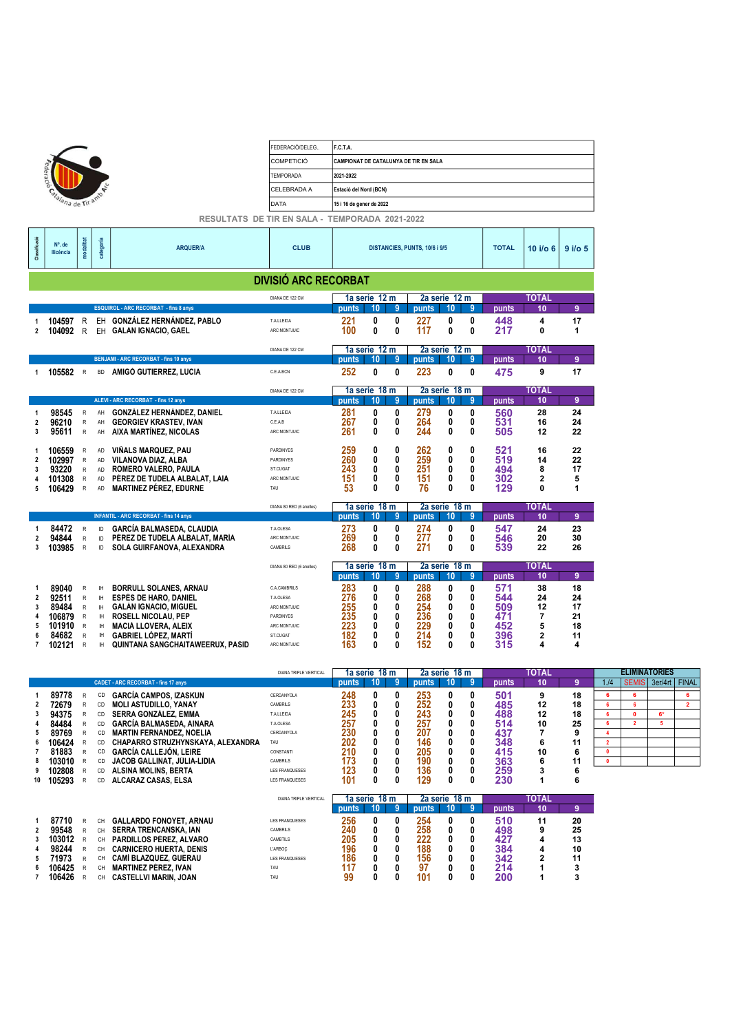| | |
|---|---|
| FEDERACIÓ/DELEG.. | F.C.T.A. |
| COMPETICIÓ | CAMPIONAT DE CATALUNYA DE TIR EN SALA |
| TEMPORADA | 2021-2022 |
| CELEBRADA A | Estació del Nord (BCN) |
| DATA | 15 i 16 de gener de 2022 |

## RESULTATS DE TIR EN SALA - TEMPORADA 2021-2022

# DIVISIÓ ARC RECORBAT

### ESQUIROL - ARC RECORBAT - fins 8 anys (DIANA DE 122 CM)

| Classificació | Nº. de llicència | modalitat | categoria | ARQUER/A | CLUB | 1a serie 12 m punts | 10 | 9 | 2a serie 12 m punts | 10 | 9 | TOTAL punts | 10 | 9 |
|---|---|---|---|---|---|---|---|---|---|---|---|---|---|---|
| 1 | 104597 | R | EH | GONZÁLEZ HERNÁNDEZ, PABLO | T.A.LLEIDA | 221 | 0 | 0 | 227 | 0 | 0 | 448 | 4 | 17 |
| 2 | 104092 | R | EH | GALAN IGNACIO, GAEL | ARC MONTJUIC | 100 | 0 | 0 | 117 | 0 | 0 | 217 | 0 | 1 |

### BENJAMI - ARC RECORBAT - fins 10 anys (DIANA DE 122 CM)

| Classificació | Nº. de llicència | modalitat | categoria | ARQUER/A | CLUB | 1a serie 12 m punts | 10 | 9 | 2a serie 12 m punts | 10 | 9 | TOTAL punts | 10 | 9 |
|---|---|---|---|---|---|---|---|---|---|---|---|---|---|---|
| 1 | 105582 | R | BD | AMIGÓ GUTIERREZ, LUCIA | C.E.A.BCN | 252 | 0 | 0 | 223 | 0 | 0 | 475 | 9 | 17 |

### ALEVI - ARC RECORBAT - fins 12 anys (DIANA DE 122 CM)

| Classificació | Nº. de llicència | modalitat | categoria | ARQUER/A | CLUB | 1a serie 18 m punts | 10 | 9 | 2a serie 18 m punts | 10 | 9 | TOTAL punts | 10 | 9 |
|---|---|---|---|---|---|---|---|---|---|---|---|---|---|---|
| 1 | 98545 | R | AH | GONZÁLEZ HERNÁNDEZ, DANIEL | T.A.LLEIDA | 281 | 0 | 0 | 279 | 0 | 0 | 560 | 28 | 24 |
| 2 | 96210 | R | AH | GEORGIEV KRASTEV, IVAN | C.E.A.B | 267 | 0 | 0 | 264 | 0 | 0 | 531 | 16 | 24 |
| 3 | 95611 | R | AH | AIXA MARTÍNEZ, NICOLAS | ARC MONTJUIC | 261 | 0 | 0 | 244 | 0 | 0 | 505 | 12 | 22 |
| 1 | 106559 | R | AD | VIÑALS MARQUEZ, PAU | PARDINYES | 259 | 0 | 0 | 262 | 0 | 0 | 521 | 16 | 22 |
| 2 | 102997 | R | AD | VILANOVA DIAZ, ALBA | PARDINYES | 260 | 0 | 0 | 259 | 0 | 0 | 519 | 14 | 22 |
| 3 | 93220 | R | AD | ROMERO VALERO, PAULA | ST.CUGAT | 243 | 0 | 0 | 251 | 0 | 0 | 494 | 8 | 17 |
| 4 | 101308 | R | AD | PÉREZ DE TUDELA ALBALAT, LAIA | ARC MONTJUIC | 151 | 0 | 0 | 151 | 0 | 0 | 302 | 2 | 5 |
| 5 | 106429 | R | AD | MARTINEZ PÉREZ, EDURNE | TAU | 53 | 0 | 0 | 76 | 0 | 0 | 129 | 0 | 1 |

### INFANTIL - ARC RECORBAT - fins 14 anys (DIANA 80 RED (6 anelles))

| Classificació | Nº. de llicència | modalitat | categoria | ARQUER/A | CLUB | 1a serie 18 m punts | 10 | 9 | 2a serie 18 m punts | 10 | 9 | TOTAL punts | 10 | 9 |
|---|---|---|---|---|---|---|---|---|---|---|---|---|---|---|
| 1 | 84472 | R | ID | GARCÍA BALMASEDA, CLAUDIA | T.A.OLESA | 273 | 0 | 0 | 274 | 0 | 0 | 547 | 24 | 23 |
| 2 | 94844 | R | ID | PÉREZ DE TUDELA ALBALAT, MARÍA | ARC MONTJUIC | 269 | 0 | 0 | 277 | 0 | 0 | 546 | 20 | 30 |
| 3 | 103985 | R | ID | SOLA GUIRFANOVA, ALEXANDRA | CAMBRILS | 268 | 0 | 0 | 271 | 0 | 0 | 539 | 22 | 26 |

(DIANA 80 RED (6 anelles))

| Classificació | Nº. de llicència | modalitat | categoria | ARQUER/A | CLUB | 1a serie 18 m punts | 10 | 9 | 2a serie 18 m punts | 10 | 9 | TOTAL punts | 10 | 9 |
|---|---|---|---|---|---|---|---|---|---|---|---|---|---|---|
| 1 | 89040 | R | IH | BORRULL SOLANES, ARNAU | C.A.CAMBRILS | 283 | 0 | 0 | 288 | 0 | 0 | 571 | 38 | 18 |
| 2 | 92511 | R | IH | ESPÉS DE HARO, DANIEL | T.A.OLESA | 276 | 0 | 0 | 268 | 0 | 0 | 544 | 24 | 24 |
| 3 | 89484 | R | IH | GALÁN IGNACIO, MIGUEL | ARC MONTJUIC | 255 | 0 | 0 | 254 | 0 | 0 | 509 | 12 | 17 |
| 4 | 106879 | R | IH | ROSELL NICOLAU, PEP | PARDINYES | 235 | 0 | 0 | 236 | 0 | 0 | 471 | 7 | 21 |
| 5 | 101910 | R | IH | MACIÁ LLOVERA, ALEIX | ARC MONTJUIC | 223 | 0 | 0 | 229 | 0 | 0 | 452 | 5 | 18 |
| 6 | 84682 | R | IH | GABRIEL LÓPEZ, MARTÍ | ST.CUGAT | 182 | 0 | 0 | 214 | 0 | 0 | 396 | 2 | 11 |
| 7 | 102121 | R | IH | QUINTANA SANGCHAITAWEERUX, PASID | ARC MONTJUIC | 163 | 0 | 0 | 152 | 0 | 0 | 315 | 4 | 4 |

### CADET - ARC RECORBAT - fins 17 anys (DIANA TRIPLE VERTICAL)

| Classificació | Nº. de llicència | modalitat | categoria | ARQUER/A | CLUB | 1a serie 18 m punts | 10 | 9 | 2a serie 18 m punts | 10 | 9 | TOTAL punts | 10 | 9 | ELIMINATORIES 1./4 | SEMIS | 3er/4rt | FINAL |
|---|---|---|---|---|---|---|---|---|---|---|---|---|---|---|---|---|---|---|
| 1 | 89778 | R | CD | GARCÍA CAMPOS, IZASKUN | CERDANYOLA | 248 | 0 | 0 | 253 | 0 | 0 | 501 | 9 | 18 | 6 | 6 | | 6 |
| 2 | 72679 | R | CD | MOLI ASTUDILLO, YANAY | CAMBRILS | 233 | 0 | 0 | 252 | 0 | 0 | 485 | 12 | 18 | 6 | 6 | | 2 |
| 3 | 94375 | R | CD | SERRA GONZÁLEZ, EMMA | T.A.LLEIDA | 245 | 0 | 0 | 243 | 0 | 0 | 488 | 12 | 18 | 6 | 0 | 6* | |
| 4 | 84484 | R | CD | GARCÍA BALMASEDA, AINARA | T.A.OLESA | 257 | 0 | 0 | 257 | 0 | 0 | 514 | 10 | 25 | 6 | 2 | 5 | |
| 5 | 89769 | R | CD | MARTIN FERNANDEZ, NOELIA | CERDANYOLA | 230 | 0 | 0 | 207 | 0 | 0 | 437 | 7 | 9 | 4 | | | |
| 6 | 106424 | R | CD | CHAPARRO STRUZHNYSKAYA, ALEXANDRA | TAU | 202 | 0 | 0 | 146 | 0 | 0 | 348 | 6 | 11 | 2 | | | |
| 7 | 81883 | R | CD | GARCÍA CALLEJÓN, LEIRE | CONSTANTI | 210 | 0 | 0 | 205 | 0 | 0 | 415 | 10 | 6 | 0 | | | |
| 8 | 103010 | R | CD | JACOB GALLINAT, JULIA-LIDIA | CAMBRILS | 173 | 0 | 0 | 190 | 0 | 0 | 363 | 6 | 11 | 0 | | | |
| 9 | 102808 | R | CD | ALSINA MOLINS, BERTA | LES FRANQUESES | 123 | 0 | 0 | 136 | 0 | 0 | 259 | 3 | 6 | | | | |
| 10 | 105293 | R | CD | ALCARAZ CASAS, ELSA | LES FRANQUESES | 101 | 0 | 0 | 129 | 0 | 0 | 230 | 1 | 6 | | | | |

(DIANA TRIPLE VERTICAL)

| Classificació | Nº. de llicència | modalitat | categoria | ARQUER/A | CLUB | 1a serie 18 m punts | 10 | 9 | 2a serie 18 m punts | 10 | 9 | TOTAL punts | 10 | 9 |
|---|---|---|---|---|---|---|---|---|---|---|---|---|---|---|
| 1 | 87710 | R | CH | GALLARDO FONOYET, ARNAU | LES FRANQUESES | 256 | 0 | 0 | 254 | 0 | 0 | 510 | 11 | 20 |
| 2 | 99548 | R | CH | SERRA TRENCANSKA, IAN | CAMBRILS | 240 | 0 | 0 | 258 | 0 | 0 | 498 | 9 | 25 |
| 3 | 103012 | R | CH | PARDILLOS PÉREZ, ALVARO | CAMBTILS | 205 | 0 | 0 | 222 | 0 | 0 | 427 | 4 | 13 |
| 4 | 98244 | R | CH | CARNICERO HUERTA, DENIS | L'ARBOÇ | 196 | 0 | 0 | 188 | 0 | 0 | 384 | 4 | 10 |
| 5 | 71973 | R | CH | CAMÍ BLAZQUEZ, GUERAU | LES FRANQUESES | 186 | 0 | 0 | 156 | 0 | 0 | 342 | 2 | 11 |
| 6 | 106425 | R | CH | MARTINEZ PÉREZ, IVAN | TAU | 117 | 0 | 0 | 97 | 0 | 0 | 214 | 1 | 3 |
| 7 | 106426 | R | CH | CASTELLVI MARIN, JOAN | TAU | 99 | 0 | 0 | 101 | 0 | 0 | 200 | 1 | 3 |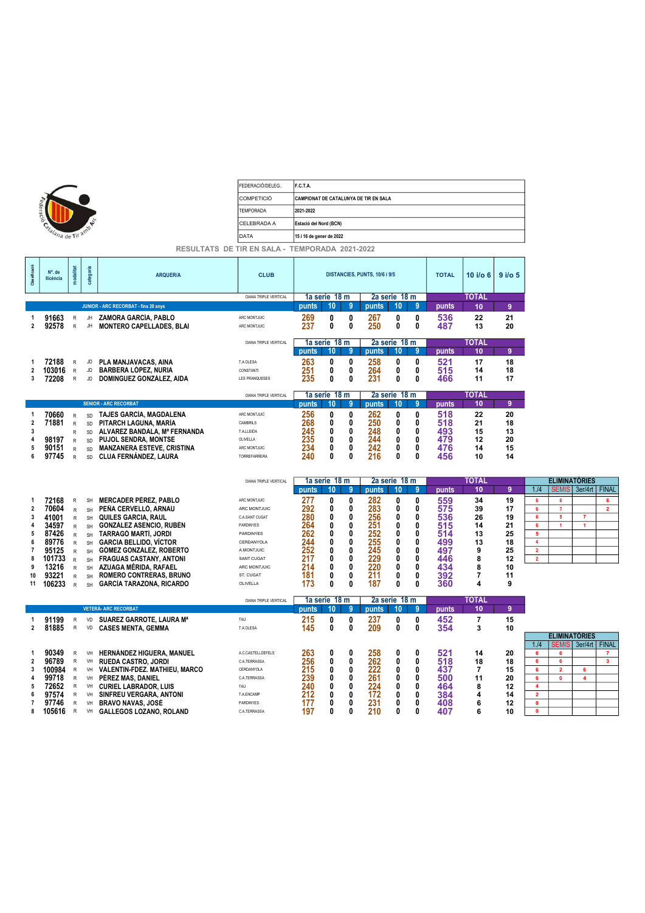| | |
|---|---|
| FEDERACIÓ/DELEG.. | F.C.T.A. |
| COMPETICIÓ | CAMPIONAT DE CATALUNYA DE TIR EN SALA |
| TEMPORADA | 2021-2022 |
| CELEBRADA A | Estació del Nord (BCN) |
| DATA | 15 i 16 de gener de 2022 |

## RESULTATS DE TIR EN SALA - TEMPORADA 2021-2022

DIANA TRIPLE VERTICAL

### JUNIOR - ARC RECORBAT - fins 20 anys

| Classificació | Nº. de llicència | modalitat | categoria | ARQUER/A | CLUB | 1a serie 18 m punts | 10 | 9 | 2a serie 18 m punts | 10 | 9 | TOTAL punts | 10 i/o 6 | 9 i/o 5 |
|---|---|---|---|---|---|---|---|---|---|---|---|---|---|---|
| 1 | 91663 | R | JH | ZAMORA GARCÍA, PABLO | ARC MONTJUIC | 269 | 0 | 0 | 267 | 0 | 0 | 536 | 22 | 21 |
| 2 | 92578 | R | JH | MONTERO CAPELLADES, BLAI | ARC MONTJUIC | 237 | 0 | 0 | 250 | 0 | 0 | 487 | 13 | 20 |

DIANA TRIPLE VERTICAL

| Classificació | Nº. de llicència | modalitat | categoria | ARQUER/A | CLUB | 1a serie 18 m punts | 10 | 9 | 2a serie 18 m punts | 10 | 9 | TOTAL punts | 10 | 9 |
|---|---|---|---|---|---|---|---|---|---|---|---|---|---|---|
| 1 | 72188 | R | JD | PLA MANJAVACAS, AINA | T.A.OLESA | 263 | 0 | 0 | 258 | 0 | 0 | 521 | 17 | 18 |
| 2 | 103016 | R | JD | BARBERA LOPEZ, NURIA | CONSTANTI | 251 | 0 | 0 | 264 | 0 | 0 | 515 | 14 | 18 |
| 3 | 72208 | R | JD | DOMINGUEZ GONZÁLEZ, AIDA | LES FRANQUESES | 235 | 0 | 0 | 231 | 0 | 0 | 466 | 11 | 17 |

DIANA TRIPLE VERTICAL

### SENIOR - ARC RECORBAT

| Classificació | Nº. de llicència | modalitat | categoria | ARQUER/A | CLUB | 1a serie 18 m punts | 10 | 9 | 2a serie 18 m punts | 10 | 9 | TOTAL punts | 10 | 9 |
|---|---|---|---|---|---|---|---|---|---|---|---|---|---|---|
| 1 | 70660 | R | SD | TAJES GARCÍA, MAGDALENA | ARC MONTJUIC | 256 | 0 | 0 | 262 | 0 | 0 | 518 | 22 | 20 |
| 2 | 71881 | R | SD | PITARCH LAGUNA, MARÍA | CAMBRILS | 268 | 0 | 0 | 250 | 0 | 0 | 518 | 21 | 18 |
| 3 | | R | SD | ALVAREZ BANDALA, Mª FERNANDA | T.A.LLEIDA | 245 | 0 | 0 | 248 | 0 | 0 | 493 | 15 | 13 |
| 4 | 98197 | R | SD | PUJOL SENDRA, MONTSE | OLIVELLA | 235 | 0 | 0 | 244 | 0 | 0 | 479 | 12 | 20 |
| 5 | 90151 | R | SD | MANZANERA ESTEVE, CRISTINA | ARC MONTJUIC | 234 | 0 | 0 | 242 | 0 | 0 | 476 | 14 | 15 |
| 6 | 97745 | R | SD | CLUA FERNÁNDEZ, LAURA | TORREFARRERA | 240 | 0 | 0 | 216 | 0 | 0 | 456 | 10 | 14 |

DIANA TRIPLE VERTICAL

| Classificació | Nº. de llicència | modalitat | categoria | ARQUER/A | CLUB | 1a serie 18 m punts | 10 | 9 | 2a serie 18 m punts | 10 | 9 | TOTAL punts | 10 | 9 | ELIMINATÒRIES 1/4 | SEMIS | 3er/4rt | FINAL |
|---|---|---|---|---|---|---|---|---|---|---|---|---|---|---|---|---|---|---|
| 1 | 72168 | R | SH | MERCADER PÉREZ, PABLO | ARC MONTJUIC | 277 | 0 | 0 | 282 | 0 | 0 | 559 | 34 | 19 | 6 | 6 | | 6 |
| 2 | 70604 | R | SH | PEÑA CERVELLÓ, ARNAU | ARC MONTJUIC | 292 | 0 | 0 | 283 | 0 | 0 | 575 | 39 | 17 | 6 | 7 | | 2 |
| 3 | 41001 | R | SH | QUILES GARCIA, RAUL | C.A.SANT CUGAT | 280 | 0 | 0 | 256 | 0 | 0 | 536 | 26 | 19 | 6 | 5 | 7 | |
| 4 | 34597 | R | SH | GONZALEZ ASENCIO, RUBEN | PARDINYES | 264 | 0 | 0 | 251 | 0 | 0 | 515 | 14 | 21 | 6 | 1 | 1 | |
| 5 | 87426 | R | SH | TARRAGÓ MARTÍ, JORDI | PARDINYES | 262 | 0 | 0 | 252 | 0 | 0 | 514 | 13 | 25 | 5 | | | |
| 6 | 89776 | R | SH | GARCIA BELLIDO, VÍCTOR | CERDANYOLA | 244 | 0 | 0 | 255 | 0 | 0 | 499 | 13 | 18 | 4 | | | |
| 7 | 95125 | R | SH | GÓMEZ GONZÁLEZ, ROBERTO | A.MONTJUIC | 252 | 0 | 0 | 245 | 0 | 0 | 497 | 9 | 25 | 2 | | | |
| 8 | 101733 | R | SH | FRAGUAS CASTANY, ANTONI | SANT CUGAT | 217 | 0 | 0 | 229 | 0 | 0 | 446 | 8 | 12 | 2 | | | |
| 9 | 13216 | R | SH | AZUAGA MÉRIDA, RAFAEL | ARC MONTJUIC | 214 | 0 | 0 | 220 | 0 | 0 | 434 | 8 | 10 | | | | |
| 10 | 93221 | R | SH | ROMERO CONTRERAS, BRUNO | ST. CUGAT | 181 | 0 | 0 | 211 | 0 | 0 | 392 | 7 | 11 | | | | |
| 11 | 106233 | R | SH | GARCÍA TARAZONA, RICARDO | OLIVELLA | 173 | 0 | 0 | 187 | 0 | 0 | 360 | 4 | 9 | | | | |

DIANA TRIPLE VERTICAL

### VETERÀ- ARC RECORBAT

| Classificació | Nº. de llicència | modalitat | categoria | ARQUER/A | CLUB | 1a serie 18 m punts | 10 | 9 | 2a serie 18 m punts | 10 | 9 | TOTAL punts | 10 | 9 |
|---|---|---|---|---|---|---|---|---|---|---|---|---|---|---|
| 1 | 91199 | R | VD | SUAREZ GARROTE, LAURA Mª | TAU | 215 | 0 | 0 | 237 | 0 | 0 | 452 | 7 | 15 |
| 2 | 81885 | R | VD | CASES MENTA, GEMMA | T.A.OLESA | 145 | 0 | 0 | 209 | 0 | 0 | 354 | 3 | 10 |

| Classificació | Nº. de llicència | modalitat | categoria | ARQUER/A | CLUB | 1a serie 18 m punts | 10 | 9 | 2a serie 18 m punts | 10 | 9 | TOTAL punts | 10 | 9 | ELIMINATÒRIES 1/4 | SEMIS | 3er/4rt | FINAL |
|---|---|---|---|---|---|---|---|---|---|---|---|---|---|---|---|---|---|---|
| 1 | 90349 | R | VH | HERNÁNDEZ HIGUERA, MANUEL | A.C.CASTELLDEFELS | 263 | 0 | 0 | 258 | 0 | 0 | 521 | 14 | 20 | 6 | 6 | | 7 |
| 2 | 96789 | R | VH | RUEDA CASTRO, JORDI | C.A.TERRASSA | 256 | 0 | 0 | 262 | 0 | 0 | 518 | 18 | 18 | 6 | 6 | | 3 |
| 3 | 100984 | R | VH | VALENTIN-FDEZ. MATHIEU, MARCO | CERDANYOLA | 215 | 0 | 0 | 222 | 0 | 0 | 437 | 7 | 15 | 6 | 2 | 6 | |
| 4 | 99718 | R | VH | PÉREZ MAS, DANIEL | C.A.TERRASSA | 239 | 0 | 0 | 261 | 0 | 0 | 500 | 11 | 20 | 6 | 0 | 4 | |
| 5 | 72652 | R | VH | CURIEL LABRADOR, LUIS | TAU | 240 | 0 | 0 | 224 | 0 | 0 | 464 | 8 | 12 | 4 | | | |
| 6 | 97574 | R | VH | SINFREU VERGARA, ANTONI | T.A.ENCAMP | 212 | 0 | 0 | 172 | 0 | 0 | 384 | 4 | 14 | 2 | | | |
| 7 | 97746 | R | VH | BRAVO NAVAS, JOSÉ | PARDINYES | 177 | 0 | 0 | 231 | 0 | 0 | 408 | 6 | 12 | 0 | | | |
| 8 | 105616 | R | VH | GALLEGOS LOZANO, ROLAND | C.A.TERRASSA | 197 | 0 | 0 | 210 | 0 | 0 | 407 | 6 | 10 | 0 | | | |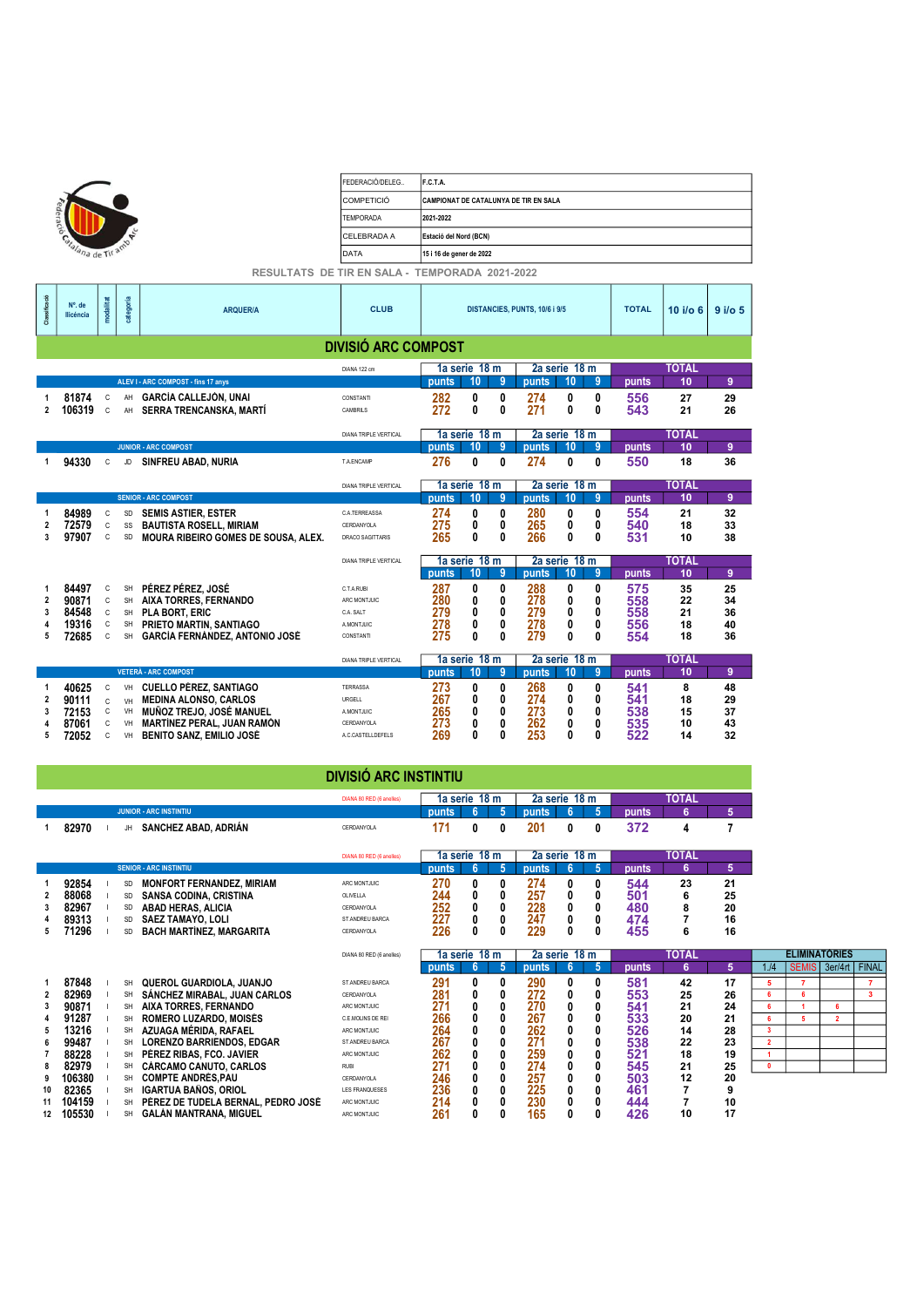| | |
|---|---|
| FEDERACIÓ/DELEG.. | F.C.T.A. |
| COMPETICIÓ | CAMPIONAT DE CATALUNYA DE TIR EN SALA |
| TEMPORADA | 2021-2022 |
| CELEBRADA A | Estació del Nord (BCN) |
| DATA | 15 i 16 de gener de 2022 |

RESULTATS DE TIR EN SALA - TEMPORADA 2021-2022

| Classificació | Nº. de llicència | modalitat | categoria | ARQUER/A | CLUB | DISTANCIES, PUNTS, 10/6 i 9/5 | | | | | | TOTAL | 10 i/o 6 | 9 i/o 5 |
|---|---|---|---|---|---|---|---|---|---|---|---|---|---|---|

## DIVISIÓ ARC COMPOST

**ALEV I - ARC COMPOST - fins 17 anys** (DIANA 122 cm)

| | | | | | | 1a serie 18 m | | | 2a serie 18 m | | | TOTAL | | |
|---|---|---|---|---|---|---|---|---|---|---|---|---|---|---|
| | | | | | | punts | 10 | 9 | punts | 10 | 9 | punts | 10 | 9 |
| 1 | 81874 | C | AH | GARCIA CALLEJÓN, UNAI | CONSTANTI | 282 | 0 | 0 | 274 | 0 | 0 | 556 | 27 | 29 |
| 2 | 106319 | C | AH | SERRA TRENCANSKA, MARTÍ | CAMBRILS | 272 | 0 | 0 | 271 | 0 | 0 | 543 | 21 | 26 |

**JUNIOR - ARC COMPOST** (DIANA TRIPLE VERTICAL)

| | | | | | | 1a serie 18 m | | | 2a serie 18 m | | | TOTAL | | |
|---|---|---|---|---|---|---|---|---|---|---|---|---|---|---|
| | | | | | | punts | 10 | 9 | punts | 10 | 9 | punts | 10 | 9 |
| 1 | 94330 | C | JD | SINFREU ABAD, NURIA | T.A.ENCAMP | 276 | 0 | 0 | 274 | 0 | 0 | 550 | 18 | 36 |

**SENIOR - ARC COMPOST** (DIANA TRIPLE VERTICAL)

| | | | | | | 1a serie 18 m | | | 2a serie 18 m | | | TOTAL | | |
|---|---|---|---|---|---|---|---|---|---|---|---|---|---|---|
| | | | | | | punts | 10 | 9 | punts | 10 | 9 | punts | 10 | 9 |
| 1 | 84989 | C | SD | SEMIS ASTIER, ESTER | C.A.TERREASSA | 274 | 0 | 0 | 280 | 0 | 0 | 554 | 21 | 32 |
| 2 | 72579 | C | SS | BAUTISTA ROSELL, MIRIAM | CERDANYOLA | 275 | 0 | 0 | 265 | 0 | 0 | 540 | 18 | 33 |
| 3 | 97907 | C | SD | MOURA RIBEIRO GOMES DE SOUSA, ALEX. | DRACO SAGITTARIS | 265 | 0 | 0 | 266 | 0 | 0 | 531 | 10 | 38 |

(DIANA TRIPLE VERTICAL)

| | | | | | | 1a serie 18 m | | | 2a serie 18 m | | | TOTAL | | |
|---|---|---|---|---|---|---|---|---|---|---|---|---|---|---|
| | | | | | | punts | 10 | 9 | punts | 10 | 9 | punts | 10 | 9 |
| 1 | 84497 | C | SH | PÉREZ PÉREZ, JOSÉ | C.T.A.RUBI | 287 | 0 | 0 | 288 | 0 | 0 | 575 | 35 | 25 |
| 2 | 90871 | C | SH | AIXA TORRES, FERNANDO | ARC MONTJUIC | 280 | 0 | 0 | 278 | 0 | 0 | 558 | 22 | 34 |
| 3 | 84548 | C | SH | PLA BORT, ERIC | C.A. SALT | 279 | 0 | 0 | 279 | 0 | 0 | 558 | 21 | 36 |
| 4 | 19316 | C | SH | PRIETO MARTIN, SANTIAGO | A.MONTJUIC | 278 | 0 | 0 | 278 | 0 | 0 | 556 | 18 | 40 |
| 5 | 72685 | C | SH | GARCIA FERNÁNDEZ, ANTONIO JOSÉ | CONSTANTI | 275 | 0 | 0 | 279 | 0 | 0 | 554 | 18 | 36 |

**VETERÀ - ARC COMPOST** (DIANA TRIPLE VERTICAL)

| | | | | | | 1a serie 18 m | | | 2a serie 18 m | | | TOTAL | | |
|---|---|---|---|---|---|---|---|---|---|---|---|---|---|---|
| | | | | | | punts | 10 | 9 | punts | 10 | 9 | punts | 10 | 9 |
| 1 | 40625 | C | VH | CUELLO PÉREZ, SANTIAGO | TERRASSA | 273 | 0 | 0 | 268 | 0 | 0 | 541 | 8 | 48 |
| 2 | 90111 | C | VH | MEDINA ALONSO, CARLOS | URGELL | 267 | 0 | 0 | 274 | 0 | 0 | 541 | 18 | 29 |
| 3 | 72153 | C | VH | MUÑOZ TREJO, JOSÉ MANUEL | A.MONTJUIC | 265 | 0 | 0 | 273 | 0 | 0 | 538 | 15 | 37 |
| 4 | 87061 | C | VH | MARTÍNEZ PERAL, JUAN RAMÓN | CERDANYOLA | 273 | 0 | 0 | 262 | 0 | 0 | 535 | 10 | 43 |
| 5 | 72052 | C | VH | BENITO SANZ, EMILIO JOSÉ | A.C.CASTELLDEFELS | 269 | 0 | 0 | 253 | 0 | 0 | 522 | 14 | 32 |

## DIVISIÓ ARC INSTINTIU

**JUNIOR - ARC INSTINTIU** (DIANA 80 RED (6 anelles))

| | | | | | | 1a serie 18 m | | | 2a serie 18 m | | | TOTAL | | |
|---|---|---|---|---|---|---|---|---|---|---|---|---|---|---|
| | | | | | | punts | 6 | 5 | punts | 6 | 5 | punts | 6 | 5 |
| 1 | 82970 | I | JH | SANCHEZ ABAD, ADRIÁN | CERDANYOLA | 171 | 0 | 0 | 201 | 0 | 0 | 372 | 4 | 7 |

**SENIOR - ARC INSTINTIU** (DIANA 80 RED (6 anelles))

| | | | | | | 1a serie 18 m | | | 2a serie 18 m | | | TOTAL | | |
|---|---|---|---|---|---|---|---|---|---|---|---|---|---|---|
| | | | | | | punts | 6 | 5 | punts | 6 | 5 | punts | 6 | 5 |
| 1 | 92854 | I | SD | MONFORT FERNANDEZ, MIRIAM | ARC MONTJUIC | 270 | 0 | 0 | 274 | 0 | 0 | 544 | 23 | 21 |
| 2 | 88068 | I | SD | SANSA CODINA, CRISTINA | OLIVELLA | 244 | 0 | 0 | 257 | 0 | 0 | 501 | 6 | 25 |
| 3 | 82967 | I | SD | ABAD HERAS, ALICIA | CERDANYOLA | 252 | 0 | 0 | 228 | 0 | 0 | 480 | 8 | 20 |
| 4 | 89313 | I | SD | SAEZ TAMAYO, LOLI | ST.ANDREU BARCA | 227 | 0 | 0 | 247 | 0 | 0 | 474 | 7 | 16 |
| 5 | 71296 | I | SD | BACH MARTÍNEZ, MARGARITA | CERDANYOLA | 226 | 0 | 0 | 229 | 0 | 0 | 455 | 6 | 16 |

(DIANA 80 RED (6 anelles))

| | | | | | | 1a serie 18 m | | | 2a serie 18 m | | | TOTAL | | | ELIMINATORIES | | | |
|---|---|---|---|---|---|---|---|---|---|---|---|---|---|---|---|---|---|---|
| | | | | | | punts | 6 | 5 | punts | 6 | 5 | punts | 6 | 5 | 1./4 | SEMIS | 3er/4rt | FINAL |
| 1 | 87848 | I | SH | QUEROL GUARDIOLA, JUANJO | ST.ANDREU BARCA | 291 | 0 | 0 | 290 | 0 | 0 | 581 | 42 | 17 | 5 | 7 | | 7 |
| 2 | 82969 | I | SH | SÁNCHEZ MIRABAL, JUAN CARLOS | CERDANYOLA | 281 | 0 | 0 | 272 | 0 | 0 | 553 | 25 | 26 | 6 | 6 | | 3 |
| 3 | 90871 | I | SH | AIXA TORRES, FERNANDO | ARC MONTJUIC | 271 | 0 | 0 | 270 | 0 | 0 | 541 | 21 | 24 | 6 | 1 | 6 | |
| 4 | 91287 | I | SH | ROMERO LUZARDO, MOISES | C.E.MOLINS DE REI | 266 | 0 | 0 | 267 | 0 | 0 | 533 | 20 | 21 | 6 | 5 | 2 | |
| 5 | 13216 | I | SH | AZUAGA MÉRIDA, RAFAEL | ARC MONTJUIC | 264 | 0 | 0 | 262 | 0 | 0 | 526 | 14 | 28 | 3 | | | |
| 6 | 99487 | I | SH | LORENZO BARRIENDOS, EDGAR | ST.ANDREU BARCA | 267 | 0 | 0 | 271 | 0 | 0 | 538 | 22 | 23 | 2 | | | |
| 7 | 88228 | I | SH | PÉREZ RIBAS, FCO. JAVIER | ARC MONTJUIC | 262 | 0 | 0 | 259 | 0 | 0 | 521 | 18 | 19 | 1 | | | |
| 8 | 82979 | I | SH | CÁRCAMO CANUTO, CARLOS | RUBI | 271 | 0 | 0 | 274 | 0 | 0 | 545 | 21 | 25 | 0 | | | |
| 9 | 106380 | I | SH | COMPTE ANDRÉS,PAU | CERDANYOLA | 246 | 0 | 0 | 257 | 0 | 0 | 503 | 12 | 20 | | | | |
| 10 | 82365 | I | SH | IGARTUA BAÑOS, ORIOL | LES FRANQUESES | 236 | 0 | 0 | 225 | 0 | 0 | 461 | 7 | 9 | | | | |
| 11 | 104159 | I | SH | PÉREZ DE TUDELA BERNAL, PEDRO JOSÉ | ARC MONTJUIC | 214 | 0 | 0 | 230 | 0 | 0 | 444 | 7 | 10 | | | | |
| 12 | 105530 | I | SH | GALÁN MANTRANA, MIGUEL | ARC MONTJUIC | 261 | 0 | 0 | 165 | 0 | 0 | 426 | 10 | 17 | | | | |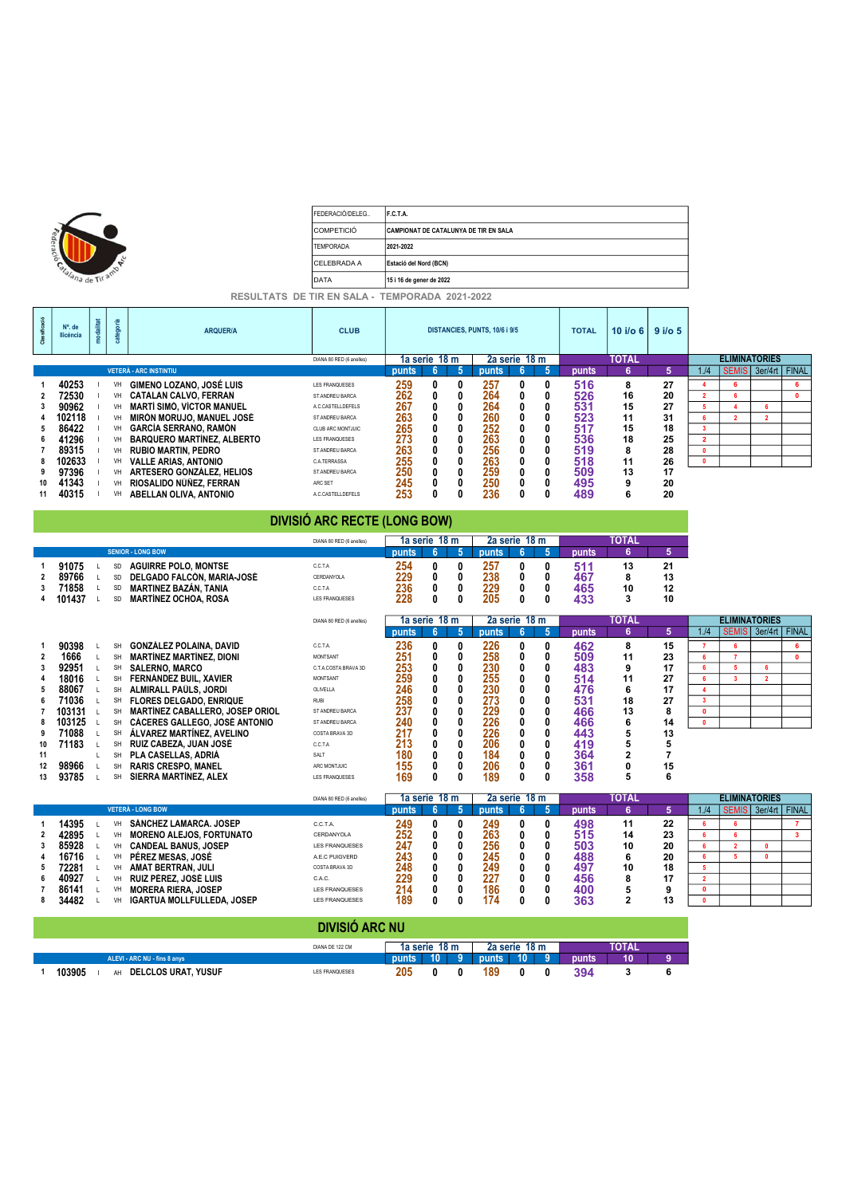Federació Catalana de Tir amb Arc

| | |
|---|---|
| FEDERACIÓ/DELEG.. | F.C.T.A. |
| COMPETICIÓ | CAMPIONAT DE CATALUNYA DE TIR EN SALA |
| TEMPORADA | 2021-2022 |
| CELEBRADA A | Estació del Nord (BCN) |
| DATA | 15 i 16 de gener de 2022 |

## RESULTATS DE TIR EN SALA - TEMPORADA 2021-2022

| Classificació | Nº. de llicència | modalitat | categoria | ARQUER/A | CLUB | DISTANCIES, PUNTS, 10/6 i 9/5 | | | | | | TOTAL | 10 i/o 6 | 9 i/o 5 |
|---|---|---|---|---|---|---|---|---|---|---|---|---|---|---|

**VETERÀ - ARC INSTINTIU** — DIANA 80 RED (6 anelles)

| Cl. | Llicència | Mod. | Cat. | ARQUER/A | CLUB | 1a serie 18 m punts | 6 | 5 | 2a serie 18 m punts | 6 | 5 | TOTAL punts | 6 | 5 | 1/4 | SEMIS | 3er/4rt | FINAL |
|---|---|---|---|---|---|---|---|---|---|---|---|---|---|---|---|---|---|---|
| 1 | 40253 | I | VH | GIMENO LOZANO, JOSÉ LUIS | LES FRANQUESES | 259 | 0 | 0 | 257 | 0 | 0 | 516 | 8 | 27 | 4 | 6 | | 6 |
| 2 | 72530 | I | VH | CATALAN CALVO, FERRAN | ST.ANDREU BARCA | 262 | 0 | 0 | 264 | 0 | 0 | 526 | 16 | 20 | 2 | 6 | | 0 |
| 3 | 90962 | I | VH | MARTÍ SIMÓ, VÍCTOR MANUEL | A.C.CASTELLDEFELS | 267 | 0 | 0 | 264 | 0 | 0 | 531 | 15 | 27 | 5 | 4 | 6 | |
| 4 | 102118 | I | VH | MIRÓN MORUJO, MANUEL JOSÉ | ST.ANDREU BARCA | 263 | 0 | 0 | 260 | 0 | 0 | 523 | 11 | 31 | 6 | 2 | 2 | |
| 5 | 86422 | I | VH | GARCÍA SERRANO, RAMÓN | CLUB ARC MONTJUIC | 265 | 0 | 0 | 252 | 0 | 0 | 517 | 15 | 18 | 3 | | | |
| 6 | 41296 | I | VH | BARQUERO MARTÍNEZ, ALBERTO | LES FRANQUESES | 273 | 0 | 0 | 263 | 0 | 0 | 536 | 18 | 25 | 2 | | | |
| 7 | 89315 | I | VH | RUBIO MARTÍN, PEDRO | ST.ANDREU BARCA | 263 | 0 | 0 | 256 | 0 | 0 | 519 | 8 | 28 | 0 | | | |
| 8 | 102633 | I | VH | VALLE ARIAS, ANTONIO | C.A.TERRASSA | 255 | 0 | 0 | 263 | 0 | 0 | 518 | 11 | 26 | 0 | | | |
| 9 | 97396 | I | VH | ARTESERO GONZÁLEZ, HELIOS | ST.ANDREU BARCA | 250 | 0 | 0 | 259 | 0 | 0 | 509 | 13 | 17 | | | | |
| 10 | 41343 | I | VH | RIOSALIDO NÚÑEZ, FERRAN | ARC SET | 245 | 0 | 0 | 250 | 0 | 0 | 495 | 9 | 20 | | | | |
| 11 | 40315 | I | VH | ABELLAN OLIVA, ANTONIO | A.C.CASTELLDEFELS | 253 | 0 | 0 | 236 | 0 | 0 | 489 | 6 | 20 | | | | |

## DIVISIÓ ARC RECTE (LONG BOW)

**SENIOR - LONG BOW** — DIANA 80 RED (6 anelles)

| Cl. | Llicència | Mod. | Cat. | ARQUER/A | CLUB | 1a serie 18 m punts | 6 | 5 | 2a serie 18 m punts | 6 | 5 | TOTAL punts | 6 | 5 |
|---|---|---|---|---|---|---|---|---|---|---|---|---|---|---|
| 1 | 91075 | L | SD | AGUIRRE POLO, MONTSE | C.C.T.A | 254 | 0 | 0 | 257 | 0 | 0 | 511 | 13 | 21 |
| 2 | 89766 | L | SD | DELGADO FALCÓN, MARIA-JOSÉ | CERDANYOLA | 229 | 0 | 0 | 238 | 0 | 0 | 467 | 8 | 13 |
| 3 | 71858 | L | SD | MARTINEZ BAZÁN, TANIA | C.C.T.A | 236 | 0 | 0 | 229 | 0 | 0 | 465 | 10 | 12 |
| 4 | 101437 | L | SD | MARTÍNEZ OCHOA, ROSA | LES FRANQUESES | 228 | 0 | 0 | 205 | 0 | 0 | 433 | 3 | 10 |

DIANA 80 RED (6 anelles)

| Cl. | Llicència | Mod. | Cat. | ARQUER/A | CLUB | 1a serie 18 m punts | 6 | 5 | 2a serie 18 m punts | 6 | 5 | TOTAL punts | 6 | 5 | 1/4 | SEMIS | 3er/4rt | FINAL |
|---|---|---|---|---|---|---|---|---|---|---|---|---|---|---|---|---|---|---|
| 1 | 90398 | L | SH | GONZÁLEZ POLAINA, DAVID | C.C.T.A. | 236 | 0 | 0 | 226 | 0 | 0 | 462 | 8 | 15 | 7 | 6 | | 6 |
| 2 | 1666 | L | SH | MARTÍNEZ MARTÍNEZ, DIONI | MONTSANT | 251 | 0 | 0 | 258 | 0 | 0 | 509 | 11 | 23 | 6 | 7 | | 0 |
| 3 | 92951 | L | SH | SALERNO, MARCO | C.T.A.COSTA BRAVA 3D | 253 | 0 | 0 | 230 | 0 | 0 | 483 | 9 | 17 | 6 | 5 | 6 | |
| 4 | 18016 | L | SH | FERNÁNDEZ BUIL, XAVIER | MONTSANT | 259 | 0 | 0 | 255 | 0 | 0 | 514 | 11 | 27 | 6 | 3 | 2 | |
| 5 | 88067 | L | SH | ALMIRALL PAULS, JORDI | OLIVELLA | 246 | 0 | 0 | 230 | 0 | 0 | 476 | 6 | 17 | 4 | | | |
| 6 | 71036 | L | SH | FLORES DELGADO, ENRIQUE | RUBI | 258 | 0 | 0 | 273 | 0 | 0 | 531 | 18 | 27 | 3 | | | |
| 7 | 103131 | L | SH | MARTÍNEZ CABALLERO, JOSEP ORIOL | ST.ANDREU BARCA | 237 | 0 | 0 | 229 | 0 | 0 | 466 | 13 | 8 | 0 | | | |
| 8 | 103125 | L | SH | CÁCERES GALLEGO, JOSÉ ANTONIO | ST.ANDREU BARCA | 240 | 0 | 0 | 226 | 0 | 0 | 466 | 6 | 14 | 0 | | | |
| 9 | 71088 | L | SH | ÁLVAREZ MARTÍNEZ, AVELINO | COSTA BRAVA 3D | 217 | 0 | 0 | 226 | 0 | 0 | 443 | 5 | 13 | | | | |
| 10 | 71183 | L | SH | RUIZ CABEZA, JUAN JOSÉ | C.C.T.A | 213 | 0 | 0 | 206 | 0 | 0 | 419 | 5 | 5 | | | | |
| 11 | | L | SH | PLA CASELLAS, ADRIÀ | SALT | 180 | 0 | 0 | 184 | 0 | 0 | 364 | 2 | 7 | | | | |
| 12 | 98966 | L | SH | RARIS CRESPO, MANEL | ARC MONTJUIC | 155 | 0 | 0 | 206 | 0 | 0 | 361 | 0 | 15 | | | | |
| 13 | 93785 | L | SH | SIERRA MARTÍNEZ, ALEX | LES FRANQUESES | 169 | 0 | 0 | 189 | 0 | 0 | 358 | 5 | 6 | | | | |

**VETERÀ - LONG BOW** — DIANA 80 RED (6 anelles)

| Cl. | Llicència | Mod. | Cat. | ARQUER/A | CLUB | 1a serie 18 m punts | 6 | 5 | 2a serie 18 m punts | 6 | 5 | TOTAL punts | 6 | 5 | 1/4 | SEMIS | 3er/4rt | FINAL |
|---|---|---|---|---|---|---|---|---|---|---|---|---|---|---|---|---|---|---|
| 1 | 14395 | L | VH | SÁNCHEZ LAMARCA. JOSEP | C.C.T.A. | 249 | 0 | 0 | 249 | 0 | 0 | 498 | 11 | 22 | 6 | 6 | | 7 |
| 2 | 42895 | L | VH | MORENO ALEJOS, FORTUNATO | CERDANYOLA | 252 | 0 | 0 | 263 | 0 | 0 | 515 | 14 | 23 | 6 | 6 | | 3 |
| 3 | 85928 | L | VH | CANDEAL BANUS, JOSEP | LES FRANQUESES | 247 | 0 | 0 | 256 | 0 | 0 | 503 | 10 | 20 | 6 | 2 | 0 | |
| 4 | 16716 | L | VH | PÉREZ MESAS, JOSÉ | A.E.C PUIGVERD | 243 | 0 | 0 | 245 | 0 | 0 | 488 | 6 | 20 | 6 | 5 | 0 | |
| 5 | 72281 | L | VH | AMAT BERTRAN, JULI | COSTA BRAVA 3D | 248 | 0 | 0 | 249 | 0 | 0 | 497 | 10 | 18 | 5 | | | |
| 6 | 40927 | L | VH | RUIZ PÉREZ, JOSÉ LUIS | C.A.C. | 229 | 0 | 0 | 227 | 0 | 0 | 456 | 8 | 17 | 2 | | | |
| 7 | 86141 | L | VH | MORERA RIERA, JOSEP | LES FRANQUESES | 214 | 0 | 0 | 186 | 0 | 0 | 400 | 5 | 9 | 0 | | | |
| 8 | 34482 | L | VH | IGARTUA MOLLFULLEDA, JOSEP | LES FRANQUESES | 189 | 0 | 0 | 174 | 0 | 0 | 363 | 2 | 13 | 0 | | | |

## DIVISIÓ ARC NU

**ALEVI - ARC NU - fins 8 anys** — DIANA DE 122 CM

| Cl. | Llicència | Mod. | Cat. | ARQUER/A | CLUB | 1a serie 18 m punts | 10 | 9 | 2a serie 18 m punts | 10 | 9 | TOTAL punts | 10 | 9 |
|---|---|---|---|---|---|---|---|---|---|---|---|---|---|---|
| 1 | 103905 | I | AH | DELCLOS URAT, YUSUF | LES FRANQUESES | 205 | 0 | 0 | 189 | 0 | 0 | 394 | 3 | 6 |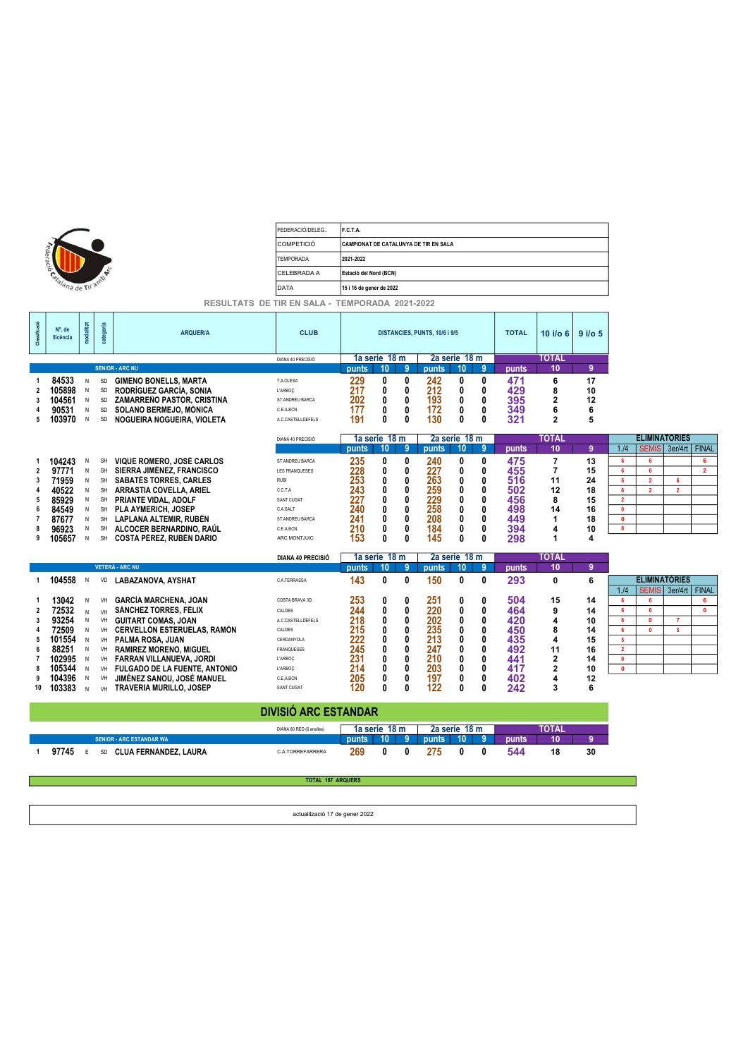Federació Catalana de Tir amb Arc

| | |
|---|---|
| FEDERACIÓ/DELEG.. | F.C.T.A. |
| COMPETICIÓ | CAMPIONAT DE CATALUNYA DE TIR EN SALA |
| TEMPORADA | 2021-2022 |
| CELEBRADA A | Estació del Nord (BCN) |
| DATA | 15 i 16 de gener de 2022 |

## RESULTATS DE TIR EN SALA - TEMPORADA 2021-2022

| Classificació | Nº. de llicència | modalitat | categoria | ARQUER/A | CLUB | 1a serie 18 m punts | 10 | 9 | 2a serie 18 m punts | 10 | 9 | TOTAL punts | 10 i/o 6 | 9 i/o 5 |
|---|---|---|---|---|---|---|---|---|---|---|---|---|---|---|
| | | | | **SENIOR - ARC NU** | DIANA 40 PRECISIÓ | | | | | | | | | |
| 1 | 84533 | N | SD | GIMENO BONELLS, MARTA | T.A.OLESA | 229 | 0 | 0 | 242 | 0 | 0 | 471 | 6 | 17 |
| 2 | 105898 | N | SD | RODRÍGUEZ GARCÍA, SONIA | L'ARBOÇ | 217 | 0 | 0 | 212 | 0 | 0 | 429 | 8 | 10 |
| 3 | 104561 | N | SD | ZAMARREÑO PASTOR, CRISTINA | ST.ANDREU BARCA | 202 | 0 | 0 | 193 | 0 | 0 | 395 | 2 | 12 |
| 4 | 90531 | N | SD | SOLANO BERMEJO, MÒNICA | C.E.A.BCN | 177 | 0 | 0 | 172 | 0 | 0 | 349 | 6 | 6 |
| 5 | 103970 | N | SD | NOGUEIRA NOGUEIRA, VIOLETA | A.C.CASTELLDEFELS | 191 | 0 | 0 | 130 | 0 | 0 | 321 | 2 | 5 |

| Classificació | Nº. de llicència | modalitat | categoria | ARQUER/A | CLUB | 1a serie 18 m punts | 10 | 9 | 2a serie 18 m punts | 10 | 9 | TOTAL punts | 10 | 9 | ELIMINATÒRIES 1/4 | SEMIS | 3er/4rt | FINAL |
|---|---|---|---|---|---|---|---|---|---|---|---|---|---|---|---|---|---|---|
| | | | | | DIANA 40 PRECISIÓ | | | | | | | | | | | | | |
| 1 | 104243 | N | SH | VIQUE ROMERO, JOSÉ CARLOS | ST.ANDREU BARCA | 235 | 0 | 0 | 240 | 0 | 0 | 475 | 7 | 13 | 6 | 6 | | 6 |
| 2 | 97771 | N | SH | SIERRA JIMÉNEZ, FRANCISCO | LES FRANQUESES | 228 | 0 | 0 | 227 | 0 | 0 | 455 | 7 | 15 | 6 | 6 | | 2 |
| 3 | 71959 | N | SH | SABATÉS TORRES, CARLES | RUBI | 253 | 0 | 0 | 263 | 0 | 0 | 516 | 11 | 24 | 6 | 2 | 6 | |
| 4 | 40522 | N | SH | ARRASTIA COVELLA, ARIEL | C.C.T.A | 243 | 0 | 0 | 259 | 0 | 0 | 502 | 12 | 18 | 6 | 2 | 2 | |
| 5 | 85929 | N | SH | PRIANTE VIDAL, ADOLF | SANT CUGAT | 227 | 0 | 0 | 229 | 0 | 0 | 456 | 8 | 15 | 2 | | | |
| 6 | 84549 | N | SH | PLA AYMERICH, JOSEP | C.A.SALT | 240 | 0 | 0 | 258 | 0 | 0 | 498 | 14 | 16 | 0 | | | |
| 7 | 87677 | N | SH | LAPLANA ALTEMIR, RUBÈN | ST.ANDREU BARCA | 241 | 0 | 0 | 208 | 0 | 0 | 449 | 1 | 18 | 0 | | | |
| 8 | 96923 | N | SH | ALCOCER BERNARDINO, RAÚL | C.E.A.BCN. | 210 | 0 | 0 | 184 | 0 | 0 | 394 | 4 | 10 | 0 | | | |
| 9 | 105657 | N | SH | COSTA PÉREZ, RUBÉN DARIO | ARC MONTJUIC | 153 | 0 | 0 | 145 | 0 | 0 | 298 | 1 | 4 | | | | |

| Classificació | Nº. de llicència | modalitat | categoria | ARQUER/A | CLUB | 1a serie 18 m punts | 10 | 9 | 2a serie 18 m punts | 10 | 9 | TOTAL punts | 10 | 9 |
|---|---|---|---|---|---|---|---|---|---|---|---|---|---|---|
| | | | | **VETERÀ - ARC NU** | **DIANA 40 PRECISIÓ** | | | | | | | | | |
| 1 | 104558 | N | VD | LABAZANOVA, AYSHAT | C.A.TERRASSA | 143 | 0 | 0 | 150 | 0 | 0 | 293 | 0 | 6 |

| Classificació | Nº. de llicència | modalitat | categoria | ARQUER/A | CLUB | 1a serie 18 m punts | 10 | 9 | 2a serie 18 m punts | 10 | 9 | TOTAL punts | 10 | 9 | ELIMINATÒRIES 1/4 | SEMIS | 3er/4rt | FINAL |
|---|---|---|---|---|---|---|---|---|---|---|---|---|---|---|---|---|---|---|
| 1 | 13042 | N | VH | GARCÍA MARCHENA, JOAN | COSTA BRAVA 3D | 253 | 0 | 0 | 251 | 0 | 0 | 504 | 15 | 14 | 6 | 6 | | 6 |
| 2 | 72532 | N | VH | SÁNCHEZ TORRES, FÉLIX | CALDES | 244 | 0 | 0 | 220 | 0 | 0 | 464 | 9 | 14 | 6 | 6 | | 0 |
| 3 | 93254 | N | VH | GUITART COMAS, JOAN | A.C.CASTELLDEFELS | 218 | 0 | 0 | 202 | 0 | 0 | 420 | 4 | 10 | 6 | 0 | 7 | |
| 4 | 72509 | N | VH | CERVELLÓN ESTERUELAS, RAMÓN | CALDES | 215 | 0 | 0 | 235 | 0 | 0 | 450 | 8 | 14 | 6 | 0 | 3 | |
| 5 | 101554 | N | VH | PALMA ROSA, JUAN | CERDANYOLA | 222 | 0 | 0 | 213 | 0 | 0 | 435 | 4 | 15 | 5 | | | |
| 6 | 88251 | N | VH | RAMIREZ MORENO, MIGUEL | FRANQUESES | 245 | 0 | 0 | 247 | 0 | 0 | 492 | 11 | 16 | 2 | | | |
| 7 | 102995 | N | VH | FARRAN VILLANUEVA, JORDI | L'ARBOÇ | 231 | 0 | 0 | 210 | 0 | 0 | 441 | 2 | 14 | 0 | | | |
| 8 | 105344 | N | VH | FULGADO DE LA FUENTE, ANTONIO | L'ARBOÇ | 214 | 0 | 0 | 203 | 0 | 0 | 417 | 2 | 10 | 0 | | | |
| 9 | 104396 | N | VH | JIMÉNEZ SANOU, JOSÉ MANUEL | C.E.A.BCN | 205 | 0 | 0 | 197 | 0 | 0 | 402 | 4 | 12 | | | | |
| 10 | 103383 | N | VH | TRAVERIA MURILLO, JOSEP | SANT CUGAT | 120 | 0 | 0 | 122 | 0 | 0 | 242 | 3 | 6 | | | | |

## DIVISIÓ ARC ESTANDAR

| Classificació | Nº. de llicència | modalitat | categoria | ARQUER/A | CLUB | 1a serie 18 m punts | 10 | 9 | 2a serie 18 m punts | 10 | 9 | TOTAL punts | 10 | 9 |
|---|---|---|---|---|---|---|---|---|---|---|---|---|---|---|
| | | | | **SENIOR - ARC ESTANDAR WA** | DIANA 80 RED (6 anells) | | | | | | | | | |
| 1 | 97745 | E | SD | CLUA FERNÁNDEZ, LAURA | C.A.TORREFARRERA | 269 | 0 | 0 | 275 | 0 | 0 | 544 | 18 | 30 |

**TOTAL 167 ARQUERS**

actualització 17 de gener 2022